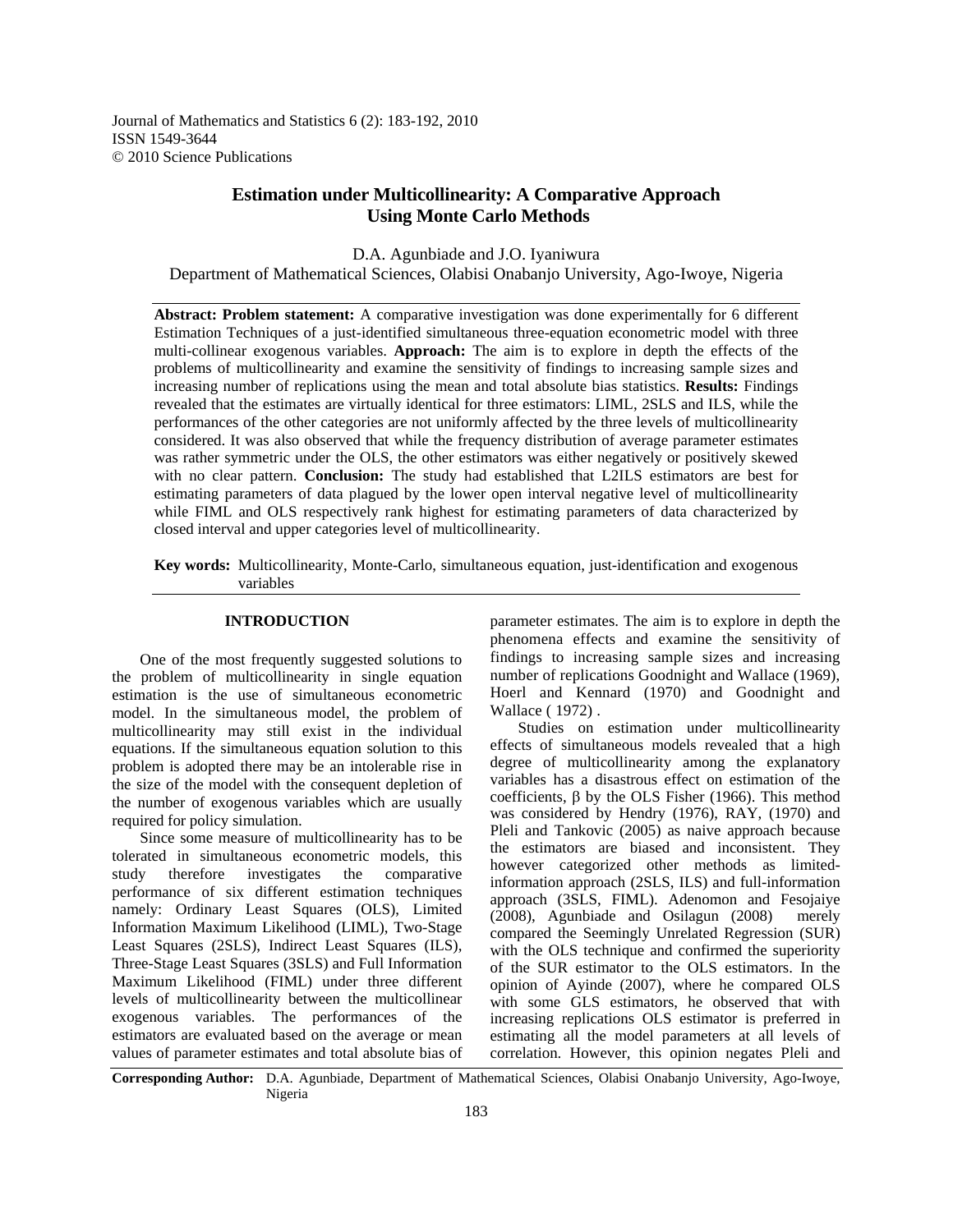Journal of Mathematics and Statistics 6 (2): 183-192, 2010
ISSN 1549-3644
© 2010 Science Publications

# Estimation under Multicollinearity: A Comparative Approach Using Monte Carlo Methods

D.A. Agunbiade and J.O. Iyaniwura
Department of Mathematical Sciences, Olabisi Onabanjo University, Ago-Iwoye, Nigeria

**Abstract: Problem statement:** A comparative investigation was done experimentally for 6 different Estimation Techniques of a just-identified simultaneous three-equation econometric model with three multi-collinear exogenous variables. **Approach:** The aim is to explore in depth the effects of the problems of multicollinearity and examine the sensitivity of findings to increasing sample sizes and increasing number of replications using the mean and total absolute bias statistics. **Results:** Findings revealed that the estimates are virtually identical for three estimators: LIML, 2SLS and ILS, while the performances of the other categories are not uniformly affected by the three levels of multicollinearity considered. It was also observed that while the frequency distribution of average parameter estimates was rather symmetric under the OLS, the other estimators was either negatively or positively skewed with no clear pattern. **Conclusion:** The study had established that L2ILS estimators are best for estimating parameters of data plagued by the lower open interval negative level of multicollinearity while FIML and OLS respectively rank highest for estimating parameters of data characterized by closed interval and upper categories level of multicollinearity.

**Key words:** Multicollinearity, Monte-Carlo, simultaneous equation, just-identification and exogenous variables

## INTRODUCTION

One of the most frequently suggested solutions to the problem of multicollinearity in single equation estimation is the use of simultaneous econometric model. In the simultaneous model, the problem of multicollinearity may still exist in the individual equations. If the simultaneous equation solution to this problem is adopted there may be an intolerable rise in the size of the model with the consequent depletion of the number of exogenous variables which are usually required for policy simulation.

Since some measure of multicollinearity has to be tolerated in simultaneous econometric models, this study therefore investigates the comparative performance of six different estimation techniques namely: Ordinary Least Squares (OLS), Limited Information Maximum Likelihood (LIML), Two-Stage Least Squares (2SLS), Indirect Least Squares (ILS), Three-Stage Least Squares (3SLS) and Full Information Maximum Likelihood (FIML) under three different levels of multicollinearity between the multicollinear exogenous variables. The performances of the estimators are evaluated based on the average or mean values of parameter estimates and total absolute bias of parameter estimates. The aim is to explore in depth the phenomena effects and examine the sensitivity of findings to increasing sample sizes and increasing number of replications Goodnight and Wallace (1969), Hoerl and Kennard (1970) and Goodnight and Wallace ( 1972) .

Studies on estimation under multicollinearity effects of simultaneous models revealed that a high degree of multicollinearity among the explanatory variables has a disastrous effect on estimation of the coefficients, $\beta$ by the OLS Fisher (1966). This method was considered by Hendry (1976), RAY, (1970) and Pleli and Tankovic (2005) as naive approach because the estimators are biased and inconsistent. They however categorized other methods as limited-information approach (2SLS, ILS) and full-information approach (3SLS, FIML). Adenomon and Fesojaiye (2008), Agunbiade and Osilagun (2008) merely compared the Seemingly Unrelated Regression (SUR) with the OLS technique and confirmed the superiority of the SUR estimator to the OLS estimators. In the opinion of Ayinde (2007), where he compared OLS with some GLS estimators, he observed that with increasing replications OLS estimator is preferred in estimating all the model parameters at all levels of correlation. However, this opinion negates Pleli and

**Corresponding Author:** D.A. Agunbiade, Department of Mathematical Sciences, Olabisi Onabanjo University, Ago-Iwoye, Nigeria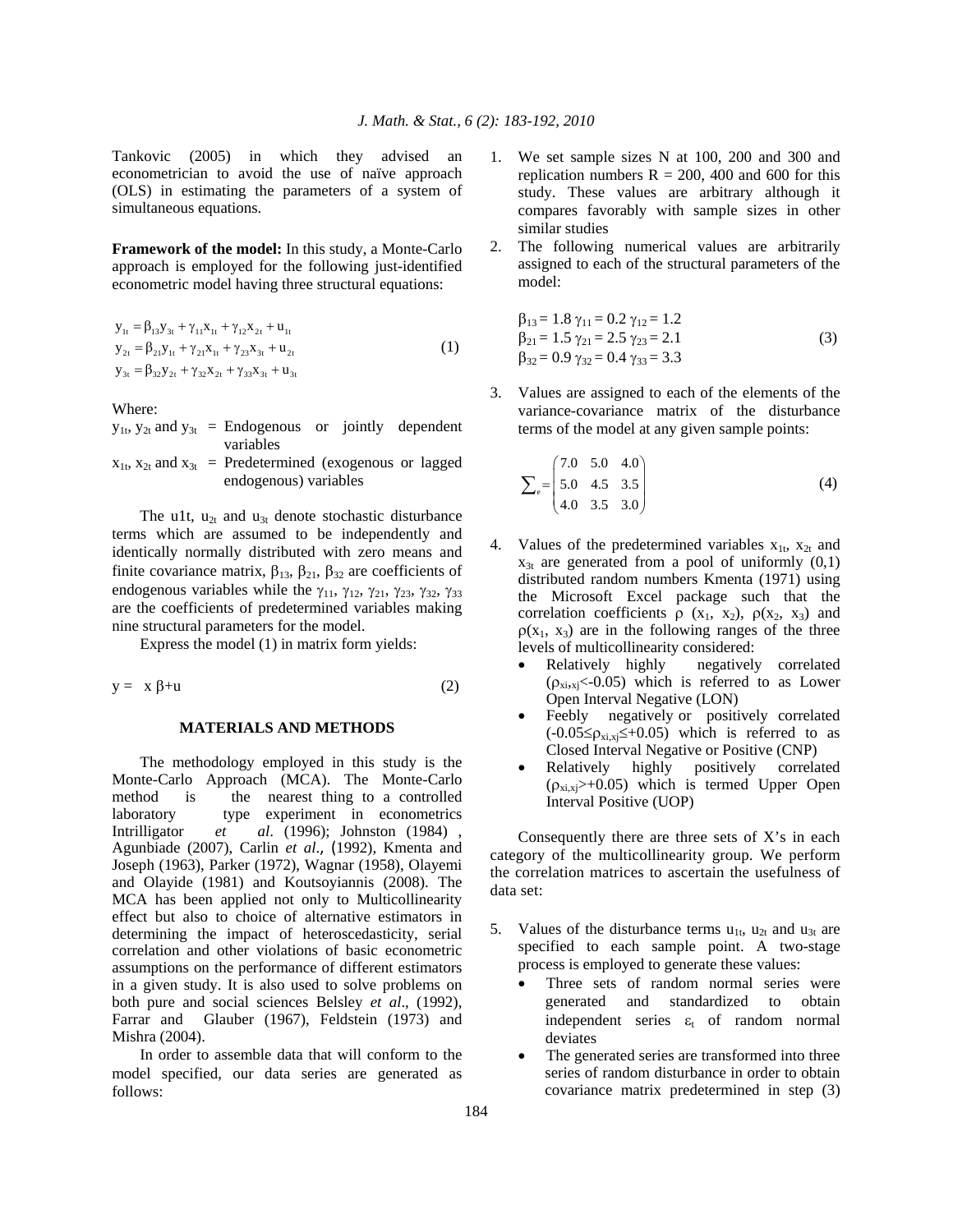Tankovic (2005) in which they advised an econometrician to avoid the use of naïve approach (OLS) in estimating the parameters of a system of simultaneous equations.

**Framework of the model:** In this study, a Monte-Carlo approach is employed for the following just-identified econometric model having three structural equations:

$$
\begin{aligned}
y_{1t} &= \beta_{13}y_{3t} + \gamma_{11}x_{1t} + \gamma_{12}x_{2t} + u_{1t} \\
y_{2t} &= \beta_{21}y_{1t} + \gamma_{21}x_{1t} + \gamma_{23}x_{3t} + u_{2t} \\
y_{3t} &= \beta_{32}y_{2t} + \gamma_{32}x_{2t} + \gamma_{33}x_{3t} + u_{3t}
\end{aligned} \tag{1}
$$

Where:

$y_{1t}$, $y_{2t}$ and $y_{3t}$ = Endogenous or jointly dependent variables

$x_{1t}$, $x_{2t}$ and $x_{3t}$ = Predetermined (exogenous or lagged endogenous) variables

The u1t, $u_{2t}$ and $u_{3t}$ denote stochastic disturbance terms which are assumed to be independently and identically normally distributed with zero means and finite covariance matrix, $\beta_{13}$, $\beta_{21}$, $\beta_{32}$ are coefficients of endogenous variables while the $\gamma_{11}$, $\gamma_{12}$, $\gamma_{21}$, $\gamma_{23}$, $\gamma_{32}$, $\gamma_{33}$ are the coefficients of predetermined variables making nine structural parameters for the model.

Express the model (1) in matrix form yields:

$$
y = x\beta + u \tag{2}
$$

## MATERIALS AND METHODS

The methodology employed in this study is the Monte-Carlo Approach (MCA). The Monte-Carlo method is the nearest thing to a controlled laboratory type experiment in econometrics Intrilligator *et al*. (1996); Johnston (1984), Agunbiade (2007), Carlin *et al*., (1992), Kmenta and Joseph (1963), Parker (1972), Wagnar (1958), Olayemi and Olayide (1981) and Koutsoyiannis (2008). The MCA has been applied not only to Multicollinearity effect but also to choice of alternative estimators in determining the impact of heteroscedasticity, serial correlation and other violations of basic econometric assumptions on the performance of different estimators in a given study. It is also used to solve problems on both pure and social sciences Belsley *et al*., (1992), Farrar and Glauber (1967), Feldstein (1973) and Mishra (2004).

In order to assemble data that will conform to the model specified, our data series are generated as follows:

1. We set sample sizes N at 100, 200 and 300 and replication numbers R = 200, 400 and 600 for this study. These values are arbitrary although it compares favorably with sample sizes in other similar studies
2. The following numerical values are arbitrarily assigned to each of the structural parameters of the model:

$$
\begin{aligned}
&\beta_{13} = 1.8 \ \gamma_{11} = 0.2 \ \gamma_{12} = 1.2 \\
&\beta_{21} = 1.5 \ \gamma_{21} = 2.5 \ \gamma_{23} = 2.1 \\
&\beta_{32} = 0.9 \ \gamma_{32} = 0.4 \ \gamma_{33} = 3.3
\end{aligned} \tag{3}
$$

3. Values are assigned to each of the elements of the variance-covariance matrix of the disturbance terms of the model at any given sample points:

$$
\sum\nolimits_e = \begin{pmatrix} 7.0 & 5.0 & 4.0 \\ 5.0 & 4.5 & 3.5 \\ 4.0 & 3.5 & 3.0 \end{pmatrix} \tag{4}
$$

4. Values of the predetermined variables $x_{1t}$, $x_{2t}$ and $x_{3t}$ are generated from a pool of uniformly (0,1) distributed random numbers Kmenta (1971) using the Microsoft Excel package such that the correlation coefficients $\rho$ ($x_1$, $x_2$), $\rho(x_2, x_3)$ and $\rho(x_1, x_3)$ are in the following ranges of the three levels of multicollinearity considered:
   - Relatively highly negatively correlated ($\rho_{xi,xj}$<-0.05) which is referred to as Lower Open Interval Negative (LON)
   - Feebly negatively or positively correlated ($-0.05 \leq \rho_{xi,xj} \leq +0.05$) which is referred to as Closed Interval Negative or Positive (CNP)
   - Relatively highly positively correlated ($\rho_{xi,xj}$>+0.05) which is termed Upper Open Interval Positive (UOP)

Consequently there are three sets of X's in each category of the multicollinearity group. We perform the correlation matrices to ascertain the usefulness of data set:

5. Values of the disturbance terms $u_{1t}$, $u_{2t}$ and $u_{3t}$ are specified to each sample point. A two-stage process is employed to generate these values:
   - Three sets of random normal series were generated and standardized to obtain independent series $\varepsilon_t$ of random normal deviates
   - The generated series are transformed into three series of random disturbance in order to obtain covariance matrix predetermined in step (3)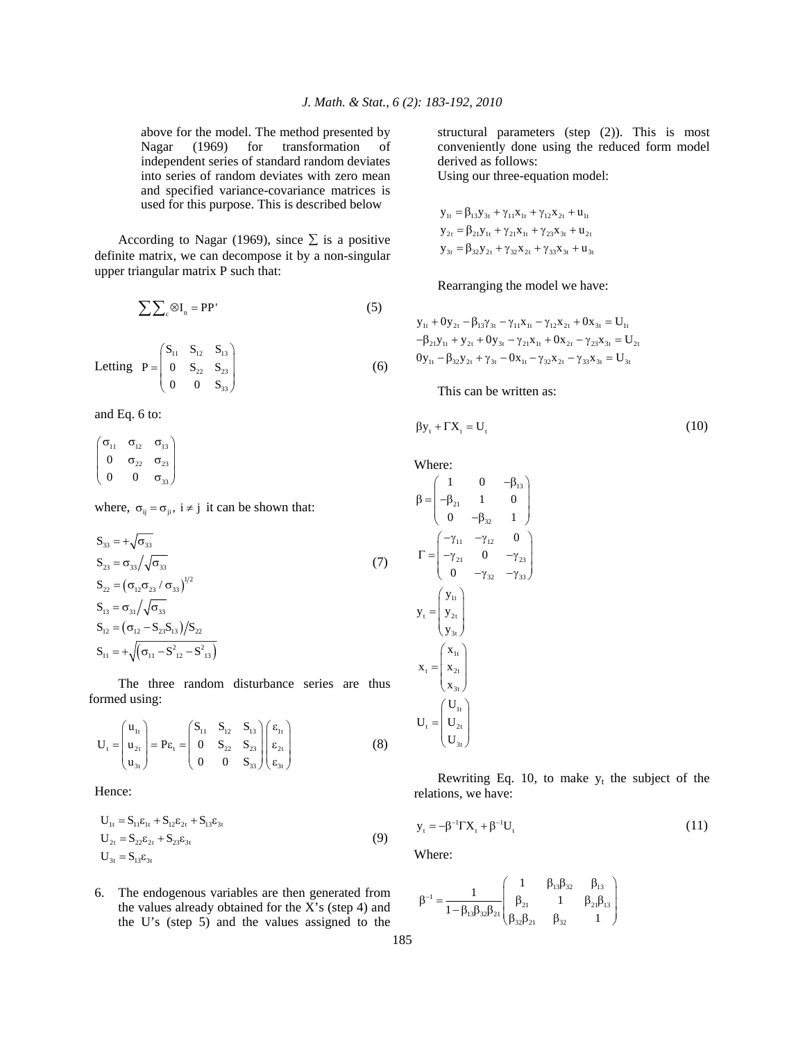above for the model. The method presented by Nagar (1969) for transformation of independent series of standard random deviates into series of random deviates with zero mean and specified variance-covariance matrices is used for this purpose. This is described below

According to Nagar (1969), since $\Sigma$ is a positive definite matrix, we can decompose it by a non-singular upper triangular matrix P such that:

$$\sum\sum_{c} \otimes I_n = PP' \tag{5}$$

Letting

$$P = \begin{pmatrix} S_{11} & S_{12} & S_{13} \\ 0 & S_{22} & S_{23} \\ 0 & 0 & S_{33} \end{pmatrix} \tag{6}$$

and Eq. 6 to:

$$\begin{pmatrix} \sigma_{11} & \sigma_{12} & \sigma_{13} \\ 0 & \sigma_{22} & \sigma_{23} \\ 0 & 0 & \sigma_{33} \end{pmatrix}$$

where, $\sigma_{ij} = \sigma_{ji},\ i \neq j$ it can be shown that:

$$\begin{aligned} S_{33} &= +\sqrt{\sigma_{33}} \\ S_{23} &= \sigma_{33} \big/ \sqrt{\sigma_{33}} \\ S_{22} &= \left(\sigma_{12}\sigma_{23} / \sigma_{33}\right)^{1/2} \\ S_{13} &= \sigma_{31} \big/ \sqrt{\sigma_{33}} \\ S_{12} &= \left(\sigma_{12} - S_{23}S_{13}\right) \big/ S_{22} \\ S_{11} &= +\sqrt{\left(\sigma_{11} - S^2_{12} - S^2_{13}\right)} \end{aligned} \tag{7}$$

The three random disturbance series are thus formed using:

$$U_t = \begin{pmatrix} u_{1t} \\ u_{2t} \\ u_{3t} \end{pmatrix} = P\varepsilon_t = \begin{pmatrix} S_{11} & S_{12} & S_{13} \\ 0 & S_{22} & S_{23} \\ 0 & 0 & S_{33} \end{pmatrix} \begin{pmatrix} \varepsilon_{1t} \\ \varepsilon_{2t} \\ \varepsilon_{3t} \end{pmatrix} \tag{8}$$

Hence:

$$\begin{aligned} U_{1t} &= S_{11}\varepsilon_{1t} + S_{12}\varepsilon_{2t} + S_{13}\varepsilon_{3t} \\ U_{2t} &= S_{22}\varepsilon_{2t} + S_{23}\varepsilon_{3t} \\ U_{3t} &= S_{13}\varepsilon_{3t} \end{aligned} \tag{9}$$

6. The endogenous variables are then generated from the values already obtained for the X's (step 4) and the U's (step 5) and the values assigned to the structural parameters (step (2)). This is most conveniently done using the reduced form model derived as follows:
Using our three-equation model:

$$\begin{aligned} y_{1t} &= \beta_{13}y_{3t} + \gamma_{11}x_{1t} + \gamma_{12}x_{2t} + u_{1t} \\ y_{2t} &= \beta_{21}y_{1t} + \gamma_{21}x_{1t} + \gamma_{23}x_{3t} + u_{2t} \\ y_{3t} &= \beta_{32}y_{2t} + \gamma_{32}x_{2t} + \gamma_{33}x_{3t} + u_{3t} \end{aligned}$$

Rearranging the model we have:

$$\begin{aligned} y_{1t} + 0y_{2t} - \beta_{13}\gamma_{3t} - \gamma_{11}x_{1t} - \gamma_{12}x_{2t} + 0x_{3t} &= U_{1t} \\ -\beta_{21}y_{1t} + y_{2t} + 0y_{3t} - \gamma_{21}x_{1t} + 0x_{2t} - \gamma_{23}x_{3t} &= U_{2t} \\ 0y_{1t} - \beta_{32}y_{2t} + \gamma_{3t} - 0x_{1t} - \gamma_{32}x_{2t} - \gamma_{33}x_{3t} &= U_{3t} \end{aligned}$$

This can be written as:

$$\beta y_t + \Gamma X_t = U_t \tag{10}$$

Where:

$$\beta = \begin{pmatrix} 1 & 0 & -\beta_{13} \\ -\beta_{21} & 1 & 0 \\ 0 & -\beta_{32} & 1 \end{pmatrix}$$

$$\Gamma = \begin{pmatrix} -\gamma_{11} & -\gamma_{12} & 0 \\ -\gamma_{21} & 0 & -\gamma_{23} \\ 0 & -\gamma_{32} & -\gamma_{33} \end{pmatrix}$$

$$y_t = \begin{pmatrix} y_{1t} \\ y_{2t} \\ y_{3t} \end{pmatrix}$$

$$x_t = \begin{pmatrix} x_{1t} \\ x_{2t} \\ x_{3t} \end{pmatrix}$$

$$U_t = \begin{pmatrix} U_{1t} \\ U_{2t} \\ U_{3t} \end{pmatrix}$$

Rewriting Eq. 10, to make $y_t$ the subject of the relations, we have:

$$y_t = -\beta^{-1}\Gamma X_t + \beta^{-1}U_t \tag{11}$$

Where:

$$\beta^{-1} = \frac{1}{1 - \beta_{13}\beta_{32}\beta_{21}} \begin{pmatrix} 1 & \beta_{13}\beta_{32} & \beta_{13} \\ \beta_{21} & 1 & \beta_{21}\beta_{13} \\ \beta_{32}\beta_{21} & \beta_{32} & 1 \end{pmatrix}$$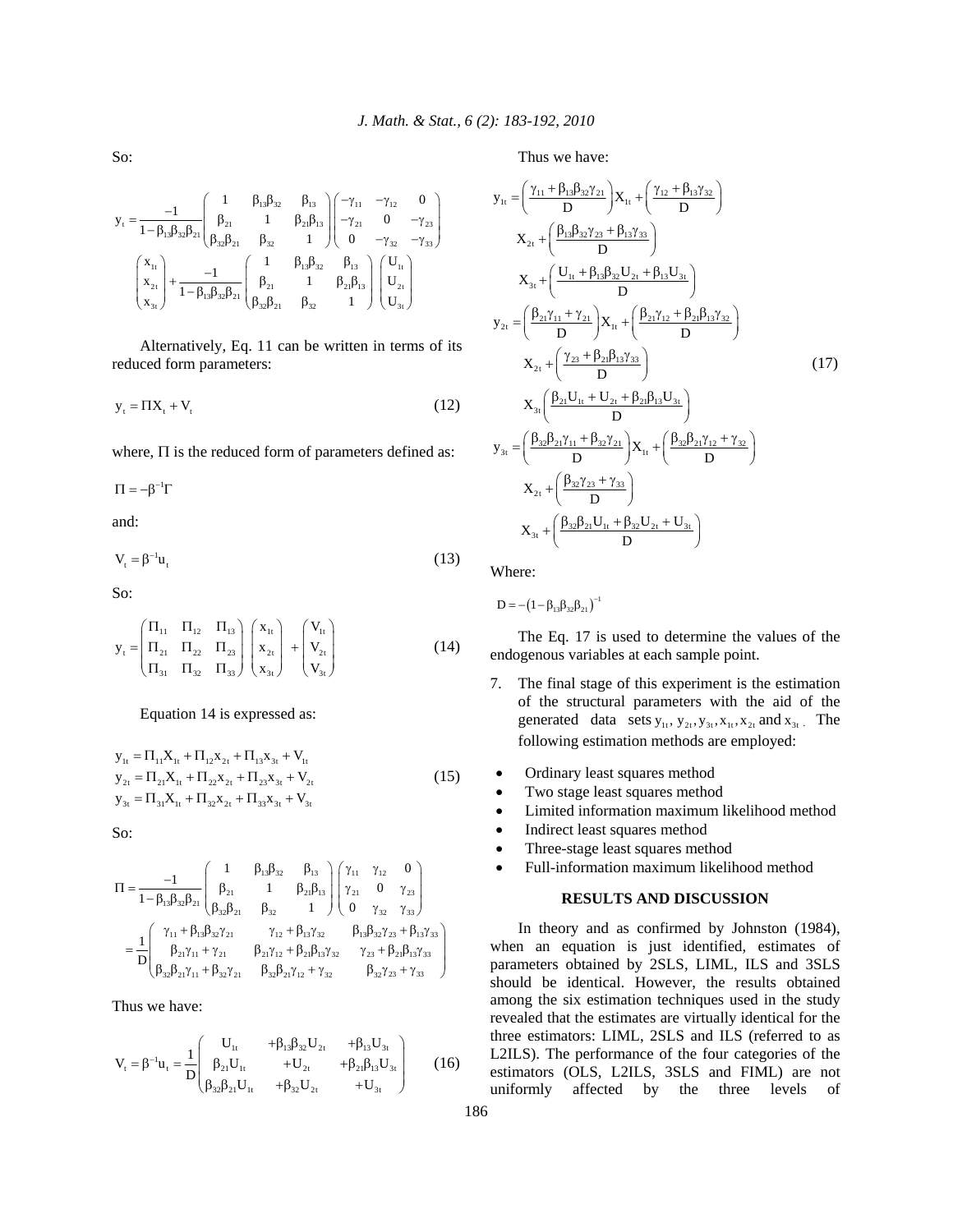So:

$$y_t = \frac{-1}{1-\beta_{13}\beta_{32}\beta_{21}}\begin{pmatrix} 1 & \beta_{13}\beta_{32} & \beta_{13} \\ \beta_{21} & 1 & \beta_{21}\beta_{13} \\ \beta_{32}\beta_{21} & \beta_{32} & 1 \end{pmatrix}\begin{pmatrix} -\gamma_{11} & -\gamma_{12} & 0 \\ -\gamma_{21} & 0 & -\gamma_{23} \\ 0 & -\gamma_{32} & -\gamma_{33} \end{pmatrix}\begin{pmatrix} x_{1t} \\ x_{2t} \\ x_{3t} \end{pmatrix} + \frac{-1}{1-\beta_{13}\beta_{32}\beta_{21}}\begin{pmatrix} 1 & \beta_{13}\beta_{32} & \beta_{13} \\ \beta_{21} & 1 & \beta_{21}\beta_{13} \\ \beta_{32}\beta_{21} & \beta_{32} & 1 \end{pmatrix}\begin{pmatrix} U_{1t} \\ U_{2t} \\ U_{3t} \end{pmatrix}$$

Alternatively, Eq. 11 can be written in terms of its reduced form parameters:

$$y_t = \Pi X_t + V_t \tag{12}$$

where, $\Pi$ is the reduced form of parameters defined as:

$$\Pi = -\beta^{-1}\Gamma$$

and:

$$V_t = \beta^{-1}u_t \tag{13}$$

So:

$$y_t = \begin{pmatrix} \Pi_{11} & \Pi_{12} & \Pi_{13} \\ \Pi_{21} & \Pi_{22} & \Pi_{23} \\ \Pi_{31} & \Pi_{32} & \Pi_{33} \end{pmatrix}\begin{pmatrix} x_{1t} \\ x_{2t} \\ x_{3t} \end{pmatrix} + \begin{pmatrix} V_{1t} \\ V_{2t} \\ V_{3t} \end{pmatrix} \tag{14}$$

Equation 14 is expressed as:

$$\begin{aligned} y_{1t} &= \Pi_{11}X_{1t} + \Pi_{12}x_{2t} + \Pi_{13}x_{3t} + V_{1t} \\ y_{2t} &= \Pi_{21}X_{1t} + \Pi_{22}x_{2t} + \Pi_{23}x_{3t} + V_{2t} \\ y_{3t} &= \Pi_{31}X_{1t} + \Pi_{32}x_{2t} + \Pi_{33}x_{3t} + V_{3t} \end{aligned} \tag{15}$$

So:

$$\Pi = \frac{-1}{1-\beta_{13}\beta_{32}\beta_{21}}\begin{pmatrix} 1 & \beta_{13}\beta_{32} & \beta_{13} \\ \beta_{21} & 1 & \beta_{21}\beta_{13} \\ \beta_{32}\beta_{21} & \beta_{32} & 1 \end{pmatrix}\begin{pmatrix} \gamma_{11} & \gamma_{12} & 0 \\ \gamma_{21} & 0 & \gamma_{23} \\ 0 & \gamma_{32} & \gamma_{33} \end{pmatrix}$$

$$= \frac{1}{D}\begin{pmatrix} \gamma_{11}+\beta_{13}\beta_{32}\gamma_{21} & \gamma_{12}+\beta_{13}\gamma_{32} & \beta_{13}\beta_{32}\gamma_{23}+\beta_{13}\gamma_{33} \\ \beta_{21}\gamma_{11}+\gamma_{21} & \beta_{21}\gamma_{12}+\beta_{21}\beta_{13}\gamma_{32} & \gamma_{23}+\beta_{21}\beta_{13}\gamma_{33} \\ \beta_{32}\beta_{21}\gamma_{11}+\beta_{32}\gamma_{21} & \beta_{32}\beta_{21}\gamma_{12}+\gamma_{32} & \beta_{32}\gamma_{23}+\gamma_{33} \end{pmatrix}$$

Thus we have:

$$V_t = \beta^{-1}u_t = \frac{1}{D}\begin{pmatrix} U_{1t} & +\beta_{13}\beta_{32}U_{2t} & +\beta_{13}U_{3t} \\ \beta_{21}U_{1t} & +U_{2t} & +\beta_{21}\beta_{13}U_{3t} \\ \beta_{32}\beta_{21}U_{1t} & +\beta_{32}U_{2t} & +U_{3t} \end{pmatrix} \tag{16}$$

Thus we have:

$$\begin{aligned} y_{1t} &= \left(\frac{\gamma_{11}+\beta_{13}\beta_{32}\gamma_{21}}{D}\right)X_{1t} + \left(\frac{\gamma_{12}+\beta_{13}\gamma_{32}}{D}\right) X_{2t} + \left(\frac{\beta_{13}\beta_{32}\gamma_{23}+\beta_{13}\gamma_{33}}{D}\right) X_{3t} + \left(\frac{U_{1t}+\beta_{13}\beta_{32}U_{2t}+\beta_{13}U_{3t}}{D}\right) \\ y_{2t} &= \left(\frac{\beta_{21}\gamma_{11}+\gamma_{21}}{D}\right)X_{1t} + \left(\frac{\beta_{21}\gamma_{12}+\beta_{21}\beta_{13}\gamma_{32}}{D}\right) X_{2t} + \left(\frac{\gamma_{23}+\beta_{21}\beta_{13}\gamma_{33}}{D}\right) X_{3t}\left(\frac{\beta_{21}U_{1t}+U_{2t}+\beta_{21}\beta_{13}U_{3t}}{D}\right) \\ y_{3t} &= \left(\frac{\beta_{32}\beta_{21}\gamma_{11}+\beta_{32}\gamma_{21}}{D}\right)X_{1t} + \left(\frac{\beta_{32}\beta_{21}\gamma_{12}+\gamma_{32}}{D}\right) X_{2t} + \left(\frac{\beta_{32}\gamma_{23}+\gamma_{33}}{D}\right) X_{3t} + \left(\frac{\beta_{32}\beta_{21}U_{1t}+\beta_{32}U_{2t}+U_{3t}}{D}\right) \end{aligned} \tag{17}$$

Where:

$$D = -\left(1-\beta_{13}\beta_{32}\beta_{21}\right)^{-1}$$

The Eq. 17 is used to determine the values of the endogenous variables at each sample point.

7. The final stage of this experiment is the estimation of the structural parameters with the aid of the generated data sets $y_{1t}, y_{2t}, y_{3t}, x_{1t}, x_{2t}$ and $x_{3t}$. The following estimation methods are employed:

- Ordinary least squares method
- Two stage least squares method
- Limited information maximum likelihood method
- Indirect least squares method
- Three-stage least squares method
- Full-information maximum likelihood method

## RESULTS AND DISCUSSION

In theory and as confirmed by Johnston (1984), when an equation is just identified, estimates of parameters obtained by 2SLS, LIML, ILS and 3SLS should be identical. However, the results obtained among the six estimation techniques used in the study revealed that the estimates are virtually identical for the three estimators: LIML, 2SLS and ILS (referred to as L2ILS). The performance of the four categories of the estimators (OLS, L2ILS, 3SLS and FIML) are not uniformly affected by the three levels of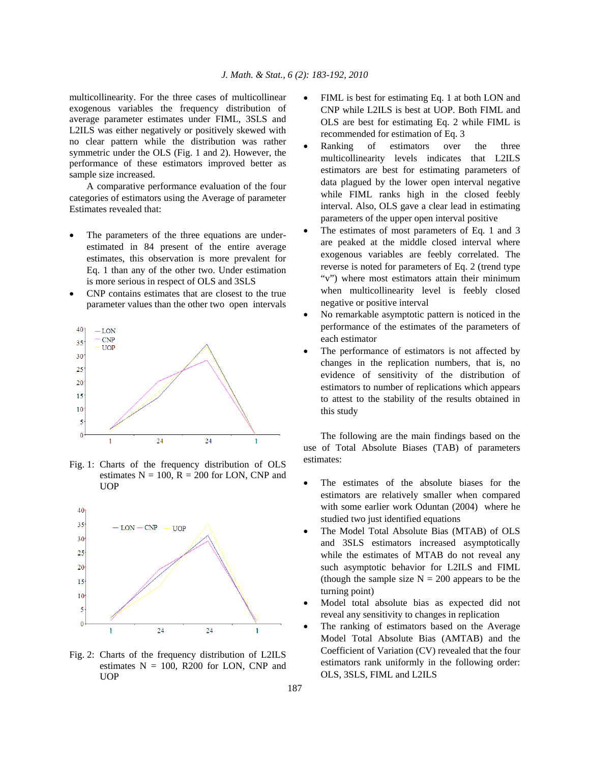multicollinearity. For the three cases of multicollinear exogenous variables the frequency distribution of average parameter estimates under FIML, 3SLS and L2ILS was either negatively or positively skewed with no clear pattern while the distribution was rather symmetric under the OLS (Fig. 1 and 2). However, the performance of these estimators improved better as sample size increased.

A comparative performance evaluation of the four categories of estimators using the Average of parameter Estimates revealed that:

- The parameters of the three equations are under-estimated in 84 present of the entire average estimates, this observation is more prevalent for Eq. 1 than any of the other two. Under estimation is more serious in respect of OLS and 3SLS
- CNP contains estimates that are closest to the true parameter values than the other two open intervals

Fig. 1: Charts of the frequency distribution of OLS estimates N = 100, R = 200 for LON, CNP and UOP

Fig. 2: Charts of the frequency distribution of L2ILS estimates N = 100, R200 for LON, CNP and UOP

- FIML is best for estimating Eq. 1 at both LON and CNP while L2ILS is best at UOP. Both FIML and OLS are best for estimating Eq. 2 while FIML is recommended for estimation of Eq. 3
- Ranking of estimators over the three multicollinearity levels indicates that L2ILS estimators are best for estimating parameters of data plagued by the lower open interval negative while FIML ranks high in the closed feebly interval. Also, OLS gave a clear lead in estimating parameters of the upper open interval positive
- The estimates of most parameters of Eq. 1 and 3 are peaked at the middle closed interval where exogenous variables are feebly correlated. The reverse is noted for parameters of Eq. 2 (trend type "v") where most estimators attain their minimum when multicollinearity level is feebly closed negative or positive interval
- No remarkable asymptotic pattern is noticed in the performance of the estimates of the parameters of each estimator
- The performance of estimators is not affected by changes in the replication numbers, that is, no evidence of sensitivity of the distribution of estimators to number of replications which appears to attest to the stability of the results obtained in this study

The following are the main findings based on the use of Total Absolute Biases (TAB) of parameters estimates:

- The estimates of the absolute biases for the estimators are relatively smaller when compared with some earlier work Oduntan (2004) where he studied two just identified equations
- The Model Total Absolute Bias (MTAB) of OLS and 3SLS estimators increased asymptotically while the estimates of MTAB do not reveal any such asymptotic behavior for L2ILS and FIML (though the sample size N = 200 appears to be the turning point)
- Model total absolute bias as expected did not reveal any sensitivity to changes in replication
- The ranking of estimators based on the Average Model Total Absolute Bias (AMTAB) and the Coefficient of Variation (CV) revealed that the four estimators rank uniformly in the following order: OLS, 3SLS, FIML and L2ILS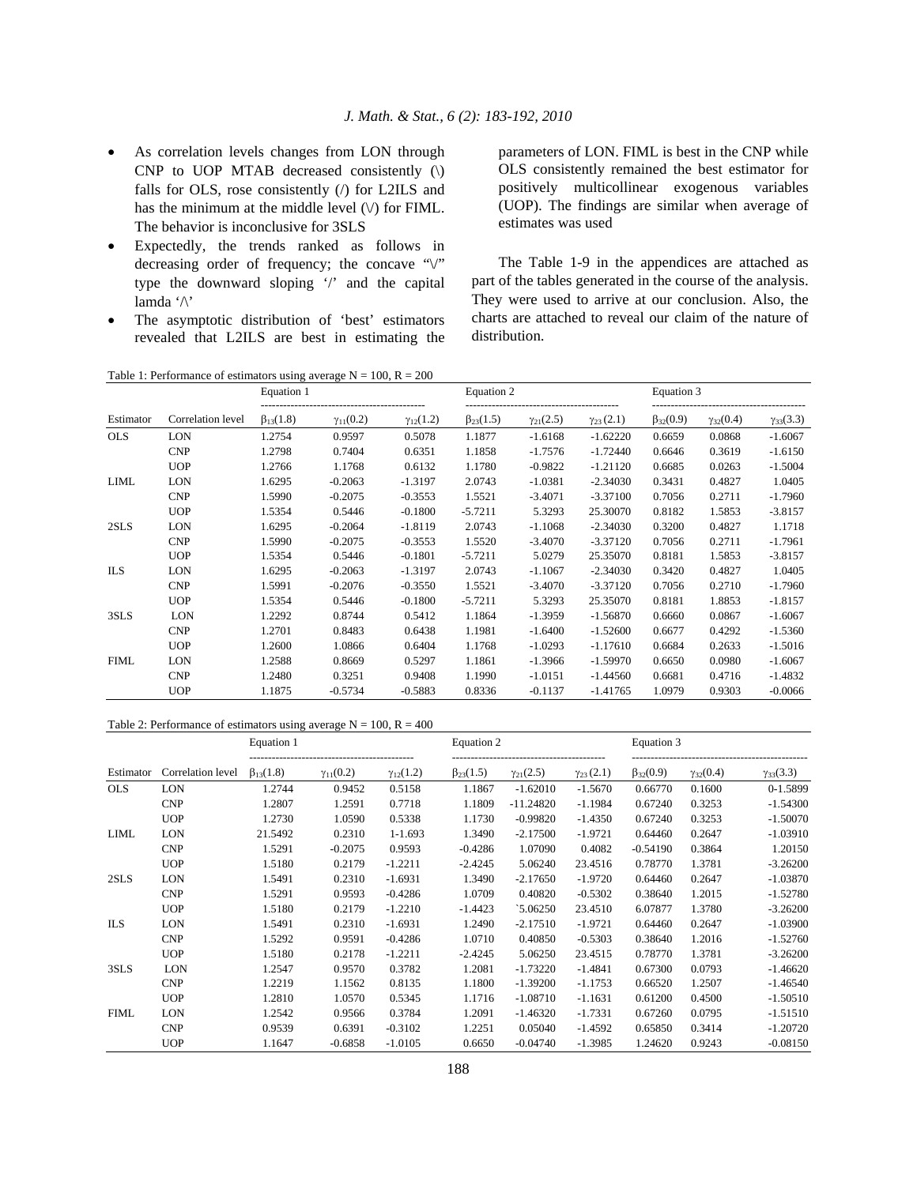- As correlation levels changes from LON through CNP to UOP MTAB decreased consistently (\) falls for OLS, rose consistently (/) for L2ILS and has the minimum at the middle level (\/) for FIML. The behavior is inconclusive for 3SLS
- Expectedly, the trends ranked as follows in decreasing order of frequency; the concave "\/" type the downward sloping '/' and the capital lamda '/\'
- The asymptotic distribution of 'best' estimators revealed that L2ILS are best in estimating the parameters of LON. FIML is best in the CNP while OLS consistently remained the best estimator for positively multicollinear exogenous variables (UOP). The findings are similar when average of estimates was used

The Table 1-9 in the appendices are attached as part of the tables generated in the course of the analysis. They were used to arrive at our conclusion. Also, the charts are attached to reveal our claim of the nature of distribution.

Table 1: Performance of estimators using average N = 100, R = 200

| | | Equation 1 | | | Equation 2 | | | Equation 3 | | |
|---|---|---|---|---|---|---|---|---|---|---|
| Estimator | Correlation level | $\beta_{13}(1.8)$ | $\gamma_{11}(0.2)$ | $\gamma_{12}(1.2)$ | $\beta_{23}(1.5)$ | $\gamma_{21}(2.5)$ | $\gamma_{23}(2.1)$ | $\beta_{32}(0.9)$ | $\gamma_{32}(0.4)$ | $\gamma_{33}(3.3)$ |
| OLS | LON | 1.2754 | 0.9597 | 0.5078 | 1.1877 | -1.6168 | -1.62220 | 0.6659 | 0.0868 | -1.6067 |
| | CNP | 1.2798 | 0.7404 | 0.6351 | 1.1858 | -1.7576 | -1.72440 | 0.6646 | 0.3619 | -1.6150 |
| | UOP | 1.2766 | 1.1768 | 0.6132 | 1.1780 | -0.9822 | -1.21120 | 0.6685 | 0.0263 | -1.5004 |
| LIML | LON | 1.6295 | -0.2063 | -1.3197 | 2.0743 | -1.0381 | -2.34030 | 0.3431 | 0.4827 | 1.0405 |
| | CNP | 1.5990 | -0.2075 | -0.3553 | 1.5521 | -3.4071 | -3.37100 | 0.7056 | 0.2711 | -1.7960 |
| | UOP | 1.5354 | 0.5446 | -0.1800 | -5.7211 | 5.3293 | 25.30070 | 0.8182 | 1.5853 | -3.8157 |
| 2SLS | LON | 1.6295 | -0.2064 | -1.8119 | 2.0743 | -1.1068 | -2.34030 | 0.3200 | 0.4827 | 1.1718 |
| | CNP | 1.5990 | -0.2075 | -0.3553 | 1.5520 | -3.4070 | -3.37120 | 0.7056 | 0.2711 | -1.7961 |
| | UOP | 1.5354 | 0.5446 | -0.1801 | -5.7211 | 5.0279 | 25.35070 | 0.8181 | 1.5853 | -3.8157 |
| ILS | LON | 1.6295 | -0.2063 | -1.3197 | 2.0743 | -1.1067 | -2.34030 | 0.3420 | 0.4827 | 1.0405 |
| | CNP | 1.5991 | -0.2076 | -0.3550 | 1.5521 | -3.4070 | -3.37120 | 0.7056 | 0.2710 | -1.7960 |
| | UOP | 1.5354 | 0.5446 | -0.1800 | -5.7211 | 5.3293 | 25.35070 | 0.8181 | 1.8853 | -1.8157 |
| 3SLS | LON | 1.2292 | 0.8744 | 0.5412 | 1.1864 | -1.3959 | -1.56870 | 0.6660 | 0.0867 | -1.6067 |
| | CNP | 1.2701 | 0.8483 | 0.6438 | 1.1981 | -1.6400 | -1.52600 | 0.6677 | 0.4292 | -1.5360 |
| | UOP | 1.2600 | 1.0866 | 0.6404 | 1.1768 | -1.0293 | -1.17610 | 0.6684 | 0.2633 | -1.5016 |
| FIML | LON | 1.2588 | 0.8669 | 0.5297 | 1.1861 | -1.3966 | -1.59970 | 0.6650 | 0.0980 | -1.6067 |
| | CNP | 1.2480 | 0.3251 | 0.9408 | 1.1990 | -1.0151 | -1.44560 | 0.6681 | 0.4716 | -1.4832 |
| | UOP | 1.1875 | -0.5734 | -0.5883 | 0.8336 | -0.1137 | -1.41765 | 1.0979 | 0.9303 | -0.0066 |

Table 2: Performance of estimators using average N = 100, R = 400

| | | Equation 1 | | | Equation 2 | | | Equation 3 | | |
|---|---|---|---|---|---|---|---|---|---|---|
| Estimator | Correlation level | $\beta_{13}(1.8)$ | $\gamma_{11}(0.2)$ | $\gamma_{12}(1.2)$ | $\beta_{23}(1.5)$ | $\gamma_{21}(2.5)$ | $\gamma_{23}(2.1)$ | $\beta_{32}(0.9)$ | $\gamma_{32}(0.4)$ | $\gamma_{33}(3.3)$ |
| OLS | LON | 1.2744 | 0.9452 | 0.5158 | 1.1867 | -1.62010 | -1.5670 | 0.66770 | 0.1600 | 0-1.5899 |
| | CNP | 1.2807 | 1.2591 | 0.7718 | 1.1809 | -11.24820 | -1.1984 | 0.67240 | 0.3253 | -1.54300 |
| | UOP | 1.2730 | 1.0590 | 0.5338 | 1.1730 | -0.99820 | -1.4350 | 0.67240 | 0.3253 | -1.50070 |
| LIML | LON | 21.5492 | 0.2310 | 1-1.693 | 1.3490 | -2.17500 | -1.9721 | 0.64460 | 0.2647 | -1.03910 |
| | CNP | 1.5291 | -0.2075 | 0.9593 | -0.4286 | 1.07090 | 0.4082 | -0.54190 | 0.3864 | 1.20150 |
| | UOP | 1.5180 | 0.2179 | -1.2211 | -2.4245 | 5.06240 | 23.4516 | 0.78770 | 1.3781 | -3.26200 |
| 2SLS | LON | 1.5491 | 0.2310 | -1.6931 | 1.3490 | -2.17650 | -1.9720 | 0.64460 | 0.2647 | -1.03870 |
| | CNP | 1.5291 | 0.9593 | -0.4286 | 1.0709 | 0.40820 | -0.5302 | 0.38640 | 1.2015 | -1.52780 |
| | UOP | 1.5180 | 0.2179 | -1.2210 | -1.4423 | `5.06250 | 23.4510 | 6.07877 | 1.3780 | -3.26200 |
| ILS | LON | 1.5491 | 0.2310 | -1.6931 | 1.2490 | -2.17510 | -1.9721 | 0.64460 | 0.2647 | -1.03900 |
| | CNP | 1.5292 | 0.9591 | -0.4286 | 1.0710 | 0.40850 | -0.5303 | 0.38640 | 1.2016 | -1.52760 |
| | UOP | 1.5180 | 0.2178 | -1.2211 | -2.4245 | 5.06250 | 23.4515 | 0.78770 | 1.3781 | -3.26200 |
| 3SLS | LON | 1.2547 | 0.9570 | 0.3782 | 1.2081 | -1.73220 | -1.4841 | 0.67300 | 0.0793 | -1.46620 |
| | CNP | 1.2219 | 1.1562 | 0.8135 | 1.1800 | -1.39200 | -1.1753 | 0.66520 | 1.2507 | -1.46540 |
| | UOP | 1.2810 | 1.0570 | 0.5345 | 1.1716 | -1.08710 | -1.1631 | 0.61200 | 0.4500 | -1.50510 |
| FIML | LON | 1.2542 | 0.9566 | 0.3784 | 1.2091 | -1.46320 | -1.7331 | 0.67260 | 0.0795 | -1.51510 |
| | CNP | 0.9539 | 0.6391 | -0.3102 | 1.2251 | 0.05040 | -1.4592 | 0.65850 | 0.3414 | -1.20720 |
| | UOP | 1.1647 | -0.6858 | -1.0105 | 0.6650 | -0.04740 | -1.3985 | 1.24620 | 0.9243 | -0.08150 |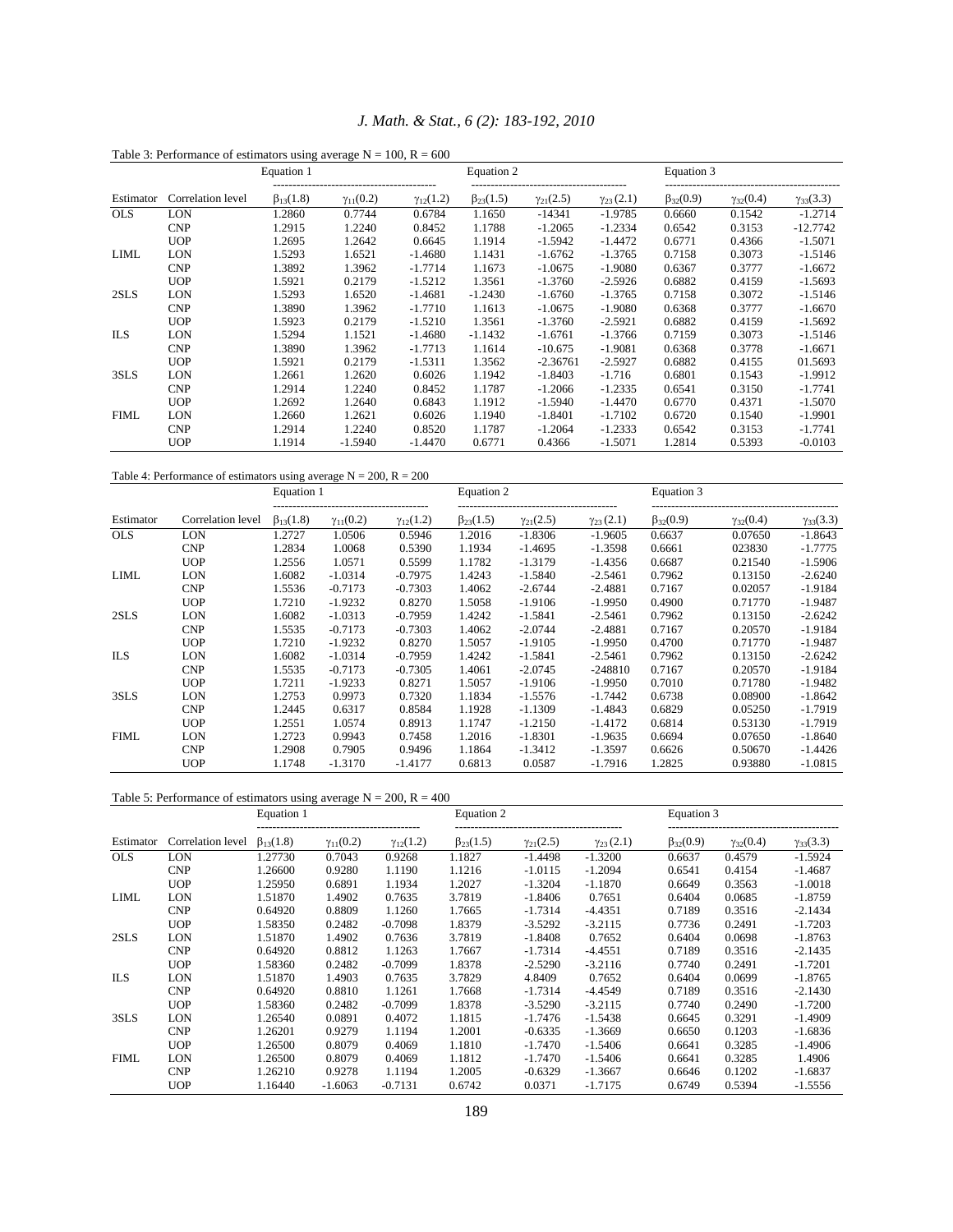Table 3: Performance of estimators using average N = 100, R = 600

| | | Equation 1 | | | Equation 2 | | | Equation 3 | | |
|---|---|---|---|---|---|---|---|---|---|---|
| Estimator | Correlation level | $\beta_{13}(1.8)$ | $\gamma_{11}(0.2)$ | $\gamma_{12}(1.2)$ | $\beta_{23}(1.5)$ | $\gamma_{21}(2.5)$ | $\gamma_{23}(2.1)$ | $\beta_{32}(0.9)$ | $\gamma_{32}(0.4)$ | $\gamma_{33}(3.3)$ |
| OLS | LON | 1.2860 | 0.7744 | 0.6784 | 1.1650 | -14341 | -1.9785 | 0.6660 | 0.1542 | -1.2714 |
| | CNP | 1.2915 | 1.2240 | 0.8452 | 1.1788 | -1.2065 | -1.2334 | 0.6542 | 0.3153 | -12.7742 |
| | UOP | 1.2695 | 1.2642 | 0.6645 | 1.1914 | -1.5942 | -1.4472 | 0.6771 | 0.4366 | -1.5071 |
| LIML | LON | 1.5293 | 1.6521 | -1.4680 | 1.1431 | -1.6762 | -1.3765 | 0.7158 | 0.3073 | -1.5146 |
| | CNP | 1.3892 | 1.3962 | -1.7714 | 1.1673 | -1.0675 | -1.9080 | 0.6367 | 0.3777 | -1.6672 |
| | UOP | 1.5921 | 0.2179 | -1.5212 | 1.3561 | -1.3760 | -2.5926 | 0.6882 | 0.4159 | -1.5693 |
| 2SLS | LON | 1.5293 | 1.6520 | -1.4681 | -1.2430 | -1.6760 | -1.3765 | 0.7158 | 0.3072 | -1.5146 |
| | CNP | 1.3890 | 1.3962 | -1.7710 | 1.1613 | -1.0675 | -1.9080 | 0.6368 | 0.3777 | -1.6670 |
| | UOP | 1.5923 | 0.2179 | -1.5210 | 1.3561 | -1.3760 | -2.5921 | 0.6882 | 0.4159 | -1.5692 |
| ILS | LON | 1.5294 | 1.1521 | -1.4680 | -1.1432 | -1.6761 | -1.3766 | 0.7159 | 0.3073 | -1.5146 |
| | CNP | 1.3890 | 1.3962 | -1.7713 | 1.1614 | -10.675 | -1.9081 | 0.6368 | 0.3778 | -1.6671 |
| | UOP | 1.5921 | 0.2179 | -1.5311 | 1.3562 | -2.36761 | -2.5927 | 0.6882 | 0.4155 | 01.5693 |
| 3SLS | LON | 1.2661 | 1.2620 | 0.6026 | 1.1942 | -1.8403 | -1.716 | 0.6801 | 0.1543 | -1.9912 |
| | CNP | 1.2914 | 1.2240 | 0.8452 | 1.1787 | -1.2066 | -1.2335 | 0.6541 | 0.3150 | -1.7741 |
| | UOP | 1.2692 | 1.2640 | 0.6843 | 1.1912 | -1.5940 | -1.4470 | 0.6770 | 0.4371 | -1.5070 |
| FIML | LON | 1.2660 | 1.2621 | 0.6026 | 1.1940 | -1.8401 | -1.7102 | 0.6720 | 0.1540 | -1.9901 |
| | CNP | 1.2914 | 1.2240 | 0.8520 | 1.1787 | -1.2064 | -1.2333 | 0.6542 | 0.3153 | -1.7741 |
| | UOP | 1.1914 | -1.5940 | -1.4470 | 0.6771 | 0.4366 | -1.5071 | 1.2814 | 0.5393 | -0.0103 |

Table 4: Performance of estimators using average N = 200, R = 200

| | | Equation 1 | | | Equation 2 | | | Equation 3 | | |
|---|---|---|---|---|---|---|---|---|---|---|
| Estimator | Correlation level | $\beta_{13}(1.8)$ | $\gamma_{11}(0.2)$ | $\gamma_{12}(1.2)$ | $\beta_{23}(1.5)$ | $\gamma_{21}(2.5)$ | $\gamma_{23}(2.1)$ | $\beta_{32}(0.9)$ | $\gamma_{32}(0.4)$ | $\gamma_{33}(3.3)$ |
| OLS | LON | 1.2727 | 1.0506 | 0.5946 | 1.2016 | -1.8306 | -1.9605 | 0.6637 | 0.07650 | -1.8643 |
| | CNP | 1.2834 | 1.0068 | 0.5390 | 1.1934 | -1.4695 | -1.3598 | 0.6661 | 023830 | -1.7775 |
| | UOP | 1.2556 | 1.0571 | 0.5599 | 1.1782 | -1.3179 | -1.4356 | 0.6687 | 0.21540 | -1.5906 |
| LIML | LON | 1.6082 | -1.0314 | -0.7975 | 1.4243 | -1.5840 | -2.5461 | 0.7962 | 0.13150 | -2.6240 |
| | CNP | 1.5536 | -0.7173 | -0.7303 | 1.4062 | -2.6744 | -2.4881 | 0.7167 | 0.02057 | -1.9184 |
| | UOP | 1.7210 | -1.9232 | 0.8270 | 1.5058 | -1.9106 | -1.9950 | 0.4900 | 0.71770 | -1.9487 |
| 2SLS | LON | 1.6082 | -1.0313 | -0.7959 | 1.4242 | -1.5841 | -2.5461 | 0.7962 | 0.13150 | -2.6242 |
| | CNP | 1.5535 | -0.7173 | -0.7303 | 1.4062 | -2.0744 | -2.4881 | 0.7167 | 0.20570 | -1.9184 |
| | UOP | 1.7210 | -1.9232 | 0.8270 | 1.5057 | -1.9105 | -1.9950 | 0.4700 | 0.71770 | -1.9487 |
| ILS | LON | 1.6082 | -1.0314 | -0.7959 | 1.4242 | -1.5841 | -2.5461 | 0.7962 | 0.13150 | -2.6242 |
| | CNP | 1.5535 | -0.7173 | -0.7305 | 1.4061 | -2.0745 | -248810 | 0.7167 | 0.20570 | -1.9184 |
| | UOP | 1.7211 | -1.9233 | 0.8271 | 1.5057 | -1.9106 | -1.9950 | 0.7010 | 0.71780 | -1.9482 |
| 3SLS | LON | 1.2753 | 0.9973 | 0.7320 | 1.1834 | -1.5576 | -1.7442 | 0.6738 | 0.08900 | -1.8642 |
| | CNP | 1.2445 | 0.6317 | 0.8584 | 1.1928 | -1.1309 | -1.4843 | 0.6829 | 0.05250 | -1.7919 |
| | UOP | 1.2551 | 1.0574 | 0.8913 | 1.1747 | -1.2150 | -1.4172 | 0.6814 | 0.53130 | -1.7919 |
| FIML | LON | 1.2723 | 0.9943 | 0.7458 | 1.2016 | -1.8301 | -1.9635 | 0.6694 | 0.07650 | -1.8640 |
| | CNP | 1.2908 | 0.7905 | 0.9496 | 1.1864 | -1.3412 | -1.3597 | 0.6626 | 0.50670 | -1.4426 |
| | UOP | 1.1748 | -1.3170 | -1.4177 | 0.6813 | 0.0587 | -1.7916 | 1.2825 | 0.93880 | -1.0815 |

Table 5: Performance of estimators using average N = 200, R = 400

| | | Equation 1 | | | Equation 2 | | | Equation 3 | | |
|---|---|---|---|---|---|---|---|---|---|---|
| Estimator | Correlation level | $\beta_{13}(1.8)$ | $\gamma_{11}(0.2)$ | $\gamma_{12}(1.2)$ | $\beta_{23}(1.5)$ | $\gamma_{21}(2.5)$ | $\gamma_{23}(2.1)$ | $\beta_{32}(0.9)$ | $\gamma_{32}(0.4)$ | $\gamma_{33}(3.3)$ |
| OLS | LON | 1.27730 | 0.7043 | 0.9268 | 1.1827 | -1.4498 | -1.3200 | 0.6637 | 0.4579 | -1.5924 |
| | CNP | 1.26600 | 0.9280 | 1.1190 | 1.1216 | -1.0115 | -1.2094 | 0.6541 | 0.4154 | -1.4687 |
| | UOP | 1.25950 | 0.6891 | 1.1934 | 1.2027 | -1.3204 | -1.1870 | 0.6649 | 0.3563 | -1.0018 |
| LIML | LON | 1.51870 | 1.4902 | 0.7635 | 3.7819 | -1.8406 | 0.7651 | 0.6404 | 0.0685 | -1.8759 |
| | CNP | 0.64920 | 0.8809 | 1.1260 | 1.7665 | -1.7314 | -4.4351 | 0.7189 | 0.3516 | -2.1434 |
| | UOP | 1.58350 | 0.2482 | -0.7098 | 1.8379 | -3.5292 | -3.2115 | 0.7736 | 0.2491 | -1.7203 |
| 2SLS | LON | 1.51870 | 1.4902 | 0.7636 | 3.7819 | -1.8408 | 0.7652 | 0.6404 | 0.0698 | -1.8763 |
| | CNP | 0.64920 | 0.8812 | 1.1263 | 1.7667 | -1.7314 | -4.4551 | 0.7189 | 0.3516 | -2.1435 |
| | UOP | 1.58360 | 0.2482 | -0.7099 | 1.8378 | -2.5290 | -3.2116 | 0.7740 | 0.2491 | -1.7201 |
| ILS | LON | 1.51870 | 1.4903 | 0.7635 | 3.7829 | 4.8409 | 0.7652 | 0.6404 | 0.0699 | -1.8765 |
| | CNP | 0.64920 | 0.8810 | 1.1261 | 1.7668 | -1.7314 | -4.4549 | 0.7189 | 0.3516 | -2.1430 |
| | UOP | 1.58360 | 0.2482 | -0.7099 | 1.8378 | -3.5290 | -3.2115 | 0.7740 | 0.2490 | -1.7200 |
| 3SLS | LON | 1.26540 | 0.0891 | 0.4072 | 1.1815 | -1.7476 | -1.5438 | 0.6645 | 0.3291 | -1.4909 |
| | CNP | 1.26201 | 0.9279 | 1.1194 | 1.2001 | -0.6335 | -1.3669 | 0.6650 | 0.1203 | -1.6836 |
| | UOP | 1.26500 | 0.8079 | 0.4069 | 1.1810 | -1.7470 | -1.5406 | 0.6641 | 0.3285 | -1.4906 |
| FIML | LON | 1.26500 | 0.8079 | 0.4069 | 1.1812 | -1.7470 | -1.5406 | 0.6641 | 0.3285 | 1.4906 |
| | CNP | 1.26210 | 0.9278 | 1.1194 | 1.2005 | -0.6329 | -1.3667 | 0.6646 | 0.1202 | -1.6837 |
| | UOP | 1.16440 | -1.6063 | -0.7131 | 0.6742 | 0.0371 | -1.7175 | 0.6749 | 0.5394 | -1.5556 |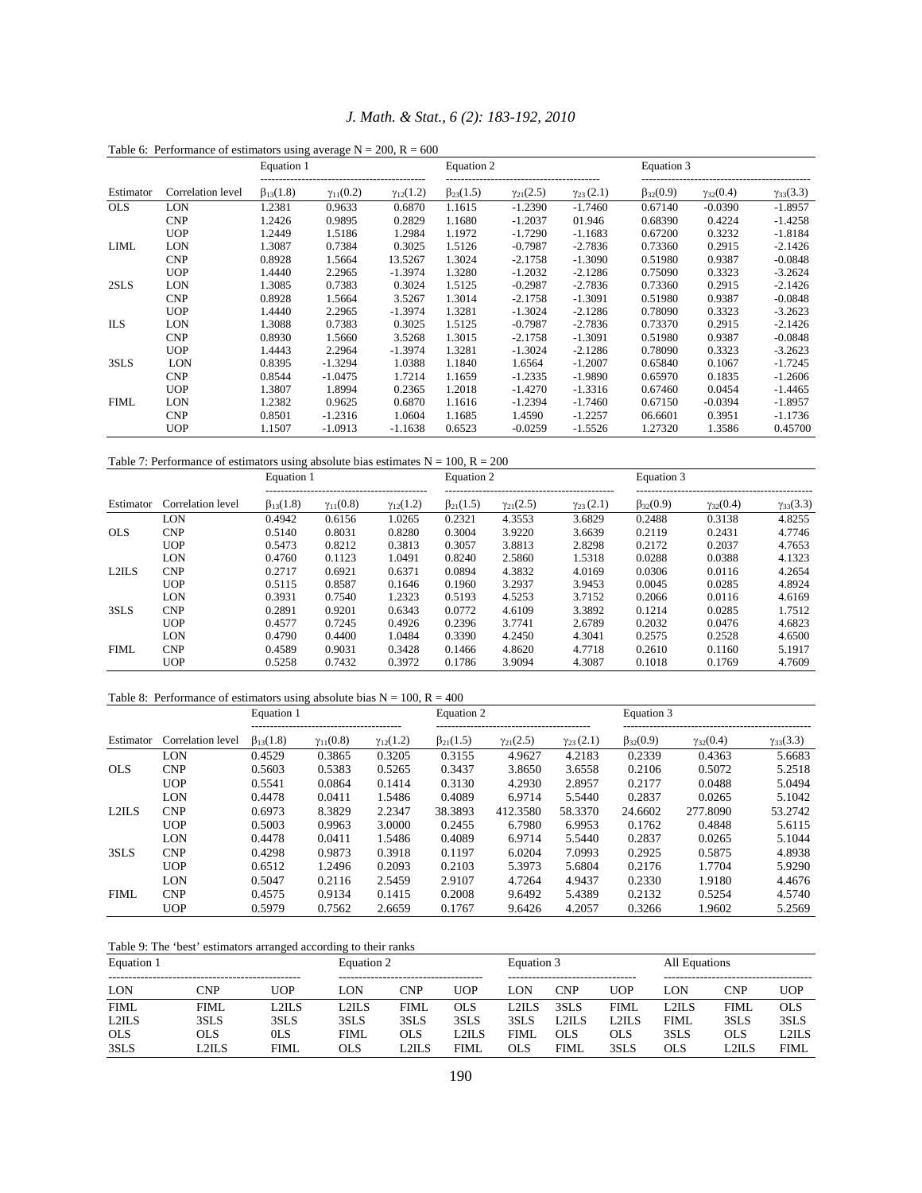Table 6: Performance of estimators using average N = 200, R = 600

| | | Equation 1 | | | Equation 2 | | | Equation 3 | | |
|---|---|---|---|---|---|---|---|---|---|---|
| Estimator | Correlation level | $\beta_{13}(1.8)$ | $\gamma_{11}(0.2)$ | $\gamma_{12}(1.2)$ | $\beta_{23}(1.5)$ | $\gamma_{21}(2.5)$ | $\gamma_{23}(2.1)$ | $\beta_{32}(0.9)$ | $\gamma_{32}(0.4)$ | $\gamma_{33}(3.3)$ |
| OLS | LON | 1.2381 | 0.9633 | 0.6870 | 1.1615 | -1.2390 | -1.7460 | 0.67140 | -0.0390 | -1.8957 |
| | CNP | 1.2426 | 0.9895 | 0.2829 | 1.1680 | -1.2037 | 01.946 | 0.68390 | 0.4224 | -1.4258 |
| | UOP | 1.2449 | 1.5186 | 1.2984 | 1.1972 | -1.7290 | -1.1683 | 0.67200 | 0.3232 | -1.8184 |
| LIML | LON | 1.3087 | 0.7384 | 0.3025 | 1.5126 | -0.7987 | -2.7836 | 0.73360 | 0.2915 | -2.1426 |
| | CNP | 0.8928 | 1.5664 | 13.5267 | 1.3024 | -2.1758 | -1.3090 | 0.51980 | 0.9387 | -0.0848 |
| | UOP | 1.4440 | 2.2965 | -1.3974 | 1.3280 | -1.2032 | -2.1286 | 0.75090 | 0.3323 | -3.2624 |
| 2SLS | LON | 1.3085 | 0.7383 | 0.3024 | 1.5125 | -0.2987 | -2.7836 | 0.73360 | 0.2915 | -2.1426 |
| | CNP | 0.8928 | 1.5664 | 3.5267 | 1.3014 | -2.1758 | -1.3091 | 0.51980 | 0.9387 | -0.0848 |
| | UOP | 1.4440 | 2.2965 | -1.3974 | 1.3281 | -1.3024 | -2.1286 | 0.78090 | 0.3323 | -3.2623 |
| ILS | LON | 1.3088 | 0.7383 | 0.3025 | 1.5125 | -0.7987 | -2.7836 | 0.73370 | 0.2915 | -2.1426 |
| | CNP | 0.8930 | 1.5660 | 3.5268 | 1.3015 | -2.1758 | -1.3091 | 0.51980 | 0.9387 | -0.0848 |
| | UOP | 1.4443 | 2.2964 | -1.3974 | 1.3281 | -1.3024 | -2.1286 | 0.78090 | 0.3323 | -3.2623 |
| 3SLS | LON | 0.8395 | -1.3294 | 1.0388 | 1.1840 | 1.6564 | -1.2007 | 0.65840 | 0.1067 | -1.7245 |
| | CNP | 0.8544 | -1.0475 | 1.7214 | 1.1659 | -1.2335 | -1.9890 | 0.65970 | 0.1835 | -1.2606 |
| | UOP | 1.3807 | 1.8994 | 0.2365 | 1.2018 | -1.4270 | -1.3316 | 0.67460 | 0.0454 | -1.4465 |
| FIML | LON | 1.2382 | 0.9625 | 0.6870 | 1.1616 | -1.2394 | -1.7460 | 0.67150 | -0.0394 | -1.8957 |
| | CNP | 0.8501 | -1.2316 | 1.0604 | 1.1685 | 1.4590 | -1.2257 | 06.6601 | 0.3951 | -1.1736 |
| | UOP | 1.1507 | -1.0913 | -1.1638 | 0.6523 | -0.0259 | -1.5526 | 1.27320 | 1.3586 | 0.45700 |

Table 7: Performance of estimators using absolute bias estimates N = 100, R = 200

| | | Equation 1 | | | Equation 2 | | | Equation 3 | | |
|---|---|---|---|---|---|---|---|---|---|---|
| Estimator | Correlation level | $\beta_{13}(1.8)$ | $\gamma_{11}(0.8)$ | $\gamma_{12}(1.2)$ | $\beta_{21}(1.5)$ | $\gamma_{21}(2.5)$ | $\gamma_{23}(2.1)$ | $\beta_{32}(0.9)$ | $\gamma_{32}(0.4)$ | $\gamma_{33}(3.3)$ |
| | LON | 0.4942 | 0.6156 | 1.0265 | 0.2321 | 4.3553 | 3.6829 | 0.2488 | 0.3138 | 4.8255 |
| OLS | CNP | 0.5140 | 0.8031 | 0.8280 | 0.3004 | 3.9220 | 3.6639 | 0.2119 | 0.2431 | 4.7746 |
| | UOP | 0.5473 | 0.8212 | 0.3813 | 0.3057 | 3.8813 | 2.8298 | 0.2172 | 0.2037 | 4.7653 |
| | LON | 0.4760 | 0.1123 | 1.0491 | 0.8240 | 2.5860 | 1.5318 | 0.0288 | 0.0388 | 4.1323 |
| L2ILS | CNP | 0.2717 | 0.6921 | 0.6371 | 0.0894 | 4.3832 | 4.0169 | 0.0306 | 0.0116 | 4.2654 |
| | UOP | 0.5115 | 0.8587 | 0.1646 | 0.1960 | 3.2937 | 3.9453 | 0.0045 | 0.0285 | 4.8924 |
| | LON | 0.3931 | 0.7540 | 1.2323 | 0.5193 | 4.5253 | 3.7152 | 0.2066 | 0.0116 | 4.6169 |
| 3SLS | CNP | 0.2891 | 0.9201 | 0.6343 | 0.0772 | 4.6109 | 3.3892 | 0.1214 | 0.0285 | 1.7512 |
| | UOP | 0.4577 | 0.7245 | 0.4926 | 0.2396 | 3.7741 | 2.6789 | 0.2032 | 0.0476 | 4.6823 |
| | LON | 0.4790 | 0.4400 | 1.0484 | 0.3390 | 4.2450 | 4.3041 | 0.2575 | 0.2528 | 4.6500 |
| FIML | CNP | 0.4589 | 0.9031 | 0.3428 | 0.1466 | 4.8620 | 4.7718 | 0.2610 | 0.1160 | 5.1917 |
| | UOP | 0.5258 | 0.7432 | 0.3972 | 0.1786 | 3.9094 | 4.3087 | 0.1018 | 0.1769 | 4.7609 |

Table 8: Performance of estimators using absolute bias N = 100, R = 400

| | | Equation 1 | | | Equation 2 | | | Equation 3 | | |
|---|---|---|---|---|---|---|---|---|---|---|
| Estimator | Correlation level | $\beta_{13}(1.8)$ | $\gamma_{11}(0.8)$ | $\gamma_{12}(1.2)$ | $\beta_{21}(1.5)$ | $\gamma_{21}(2.5)$ | $\gamma_{23}(2.1)$ | $\beta_{32}(0.9)$ | $\gamma_{32}(0.4)$ | $\gamma_{33}(3.3)$ |
| | LON | 0.4529 | 0.3865 | 0.3205 | 0.3155 | 4.9627 | 4.2183 | 0.2339 | 0.4363 | 5.6683 |
| OLS | CNP | 0.5603 | 0.5383 | 0.5265 | 0.3437 | 3.8650 | 3.6558 | 0.2106 | 0.5072 | 5.2518 |
| | UOP | 0.5541 | 0.0864 | 0.1414 | 0.3130 | 4.2930 | 2.8957 | 0.2177 | 0.0488 | 5.0494 |
| | LON | 0.4478 | 0.0411 | 1.5486 | 0.4089 | 6.9714 | 5.5440 | 0.2837 | 0.0265 | 5.1042 |
| L2ILS | CNP | 0.6973 | 8.3829 | 2.2347 | 38.3893 | 412.3580 | 58.3370 | 24.6602 | 277.8090 | 53.2742 |
| | UOP | 0.5003 | 0.9963 | 3.0000 | 0.2455 | 6.7980 | 6.9953 | 0.1762 | 0.4848 | 5.6115 |
| | LON | 0.4478 | 0.0411 | 1.5486 | 0.4089 | 6.9714 | 5.5440 | 0.2837 | 0.0265 | 5.1044 |
| 3SLS | CNP | 0.4298 | 0.9873 | 0.3918 | 0.1197 | 6.0204 | 7.0993 | 0.2925 | 0.5875 | 4.8938 |
| | UOP | 0.6512 | 1.2496 | 0.2093 | 0.2103 | 5.3973 | 5.6804 | 0.2176 | 1.7704 | 5.9290 |
| | LON | 0.5047 | 0.2116 | 2.5459 | 2.9107 | 4.7264 | 4.9437 | 0.2330 | 1.9180 | 4.4676 |
| FIML | CNP | 0.4575 | 0.9134 | 0.1415 | 0.2008 | 9.6492 | 5.4389 | 0.2132 | 0.5254 | 4.5740 |
| | UOP | 0.5979 | 0.7562 | 2.6659 | 0.1767 | 9.6426 | 4.2057 | 0.3266 | 1.9602 | 5.2569 |

Table 9: The 'best' estimators arranged according to their ranks

| Equation 1 | | | Equation 2 | | | Equation 3 | | | All Equations | | |
|---|---|---|---|---|---|---|---|---|---|---|---|
| LON | CNP | UOP | LON | CNP | UOP | LON | CNP | UOP | LON | CNP | UOP |
| FIML | FIML | L2ILS | L2ILS | FIML | OLS | L2ILS | 3SLS | FIML | L2ILS | FIML | OLS |
| L2ILS | 3SLS | 3SLS | 3SLS | 3SLS | 3SLS | 3SLS | L2ILS | L2ILS | FIML | 3SLS | 3SLS |
| OLS | OLS | 0LS | FIML | OLS | L2ILS | FIML | OLS | OLS | 3SLS | OLS | L2ILS |
| 3SLS | L2ILS | FIML | OLS | L2ILS | FIML | OLS | FIML | 3SLS | OLS | L2ILS | FIML |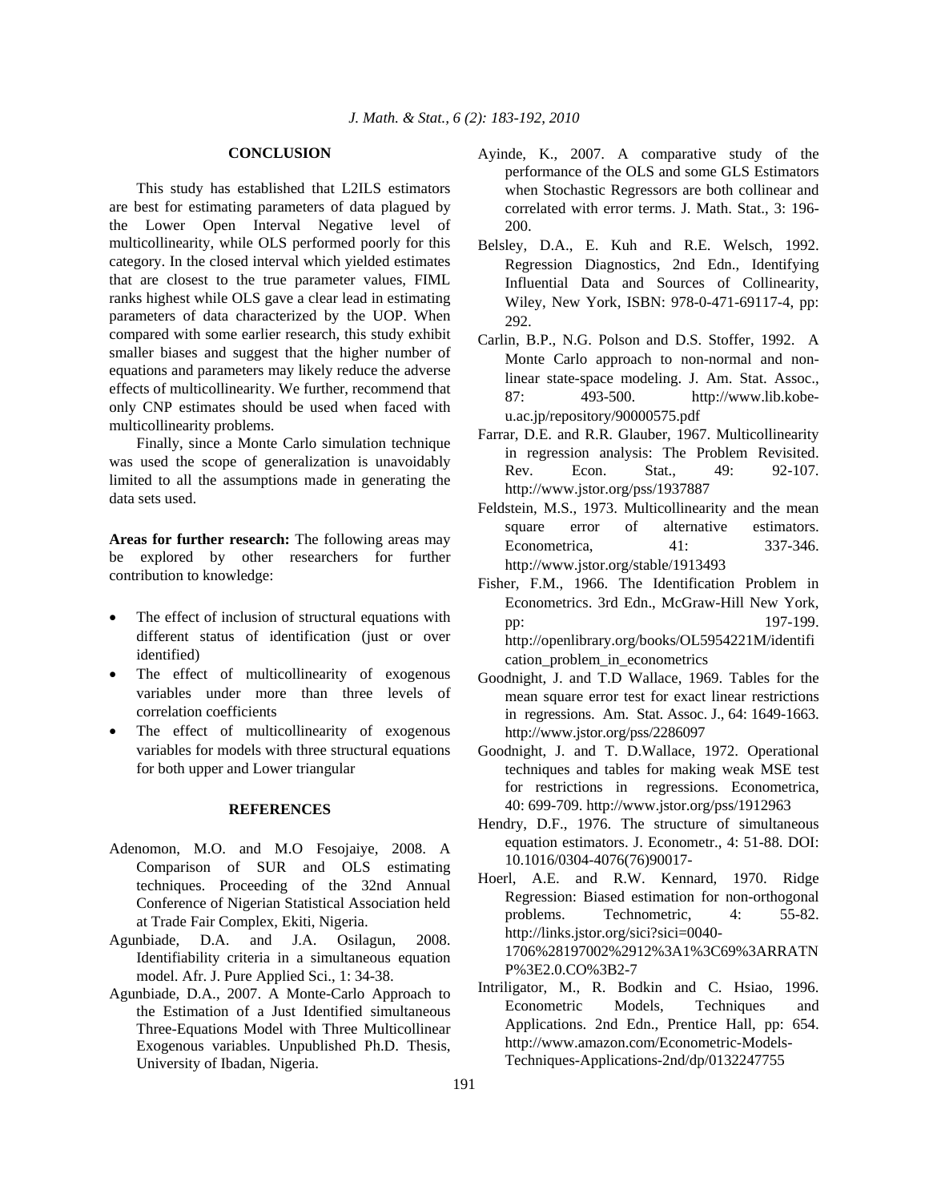## CONCLUSION

This study has established that L2ILS estimators are best for estimating parameters of data plagued by the Lower Open Interval Negative level of multicollinearity, while OLS performed poorly for this category. In the closed interval which yielded estimates that are closest to the true parameter values, FIML ranks highest while OLS gave a clear lead in estimating parameters of data characterized by the UOP. When compared with some earlier research, this study exhibit smaller biases and suggest that the higher number of equations and parameters may likely reduce the adverse effects of multicollinearity. We further, recommend that only CNP estimates should be used when faced with multicollinearity problems.

Finally, since a Monte Carlo simulation technique was used the scope of generalization is unavoidably limited to all the assumptions made in generating the data sets used.

**Areas for further research:** The following areas may be explored by other researchers for further contribution to knowledge:

- The effect of inclusion of structural equations with different status of identification (just or over identified)
- The effect of multicollinearity of exogenous variables under more than three levels of correlation coefficients
- The effect of multicollinearity of exogenous variables for models with three structural equations for both upper and Lower triangular

## REFERENCES

Adenomon, M.O. and M.O Fesojaiye, 2008. A Comparison of SUR and OLS estimating techniques. Proceeding of the 32nd Annual Conference of Nigerian Statistical Association held at Trade Fair Complex, Ekiti, Nigeria.

Agunbiade, D.A. and J.A. Osilagun, 2008. Identifiability criteria in a simultaneous equation model. Afr. J. Pure Applied Sci., 1: 34-38.

Agunbiade, D.A., 2007. A Monte-Carlo Approach to the Estimation of a Just Identified simultaneous Three-Equations Model with Three Multicollinear Exogenous variables. Unpublished Ph.D. Thesis, University of Ibadan, Nigeria.

Ayinde, K., 2007. A comparative study of the performance of the OLS and some GLS Estimators when Stochastic Regressors are both collinear and correlated with error terms. J. Math. Stat., 3: 196-200.

Belsley, D.A., E. Kuh and R.E. Welsch, 1992. Regression Diagnostics, 2nd Edn., Identifying Influential Data and Sources of Collinearity, Wiley, New York, ISBN: 978-0-471-69117-4, pp: 292.

Carlin, B.P., N.G. Polson and D.S. Stoffer, 1992. A Monte Carlo approach to non-normal and non-linear state-space modeling. J. Am. Stat. Assoc., 87: 493-500. http://www.lib.kobe-u.ac.jp/repository/90000575.pdf

Farrar, D.E. and R.R. Glauber, 1967. Multicollinearity in regression analysis: The Problem Revisited. Rev. Econ. Stat., 49: 92-107. http://www.jstor.org/pss/1937887

Feldstein, M.S., 1973. Multicollinearity and the mean square error of alternative estimators. Econometrica, 41: 337-346. http://www.jstor.org/stable/1913493

Fisher, F.M., 1966. The Identification Problem in Econometrics. 3rd Edn., McGraw-Hill New York, pp: 197-199. http://openlibrary.org/books/OL5954221M/identification_problem_in_econometrics

Goodnight, J. and T.D Wallace, 1969. Tables for the mean square error test for exact linear restrictions in regressions. Am. Stat. Assoc. J., 64: 1649-1663. http://www.jstor.org/pss/2286097

Goodnight, J. and T. D.Wallace, 1972. Operational techniques and tables for making weak MSE test for restrictions in regressions. Econometrica, 40: 699-709. http://www.jstor.org/pss/1912963

Hendry, D.F., 1976. The structure of simultaneous equation estimators. J. Econometr., 4: 51-88. DOI: 10.1016/0304-4076(76)90017-

Hoerl, A.E. and R.W. Kennard, 1970. Ridge Regression: Biased estimation for non-orthogonal problems. Technometric, 4: 55-82. http://links.jstor.org/sici?sici=0040-1706%28197002%2912%3A1%3C69%3ARRATNP%3E2.0.CO%3B2-7

Intriligator, M., R. Bodkin and C. Hsiao, 1996. Econometric Models, Techniques and Applications. 2nd Edn., Prentice Hall, pp: 654. http://www.amazon.com/Econometric-Models-Techniques-Applications-2nd/dp/0132247755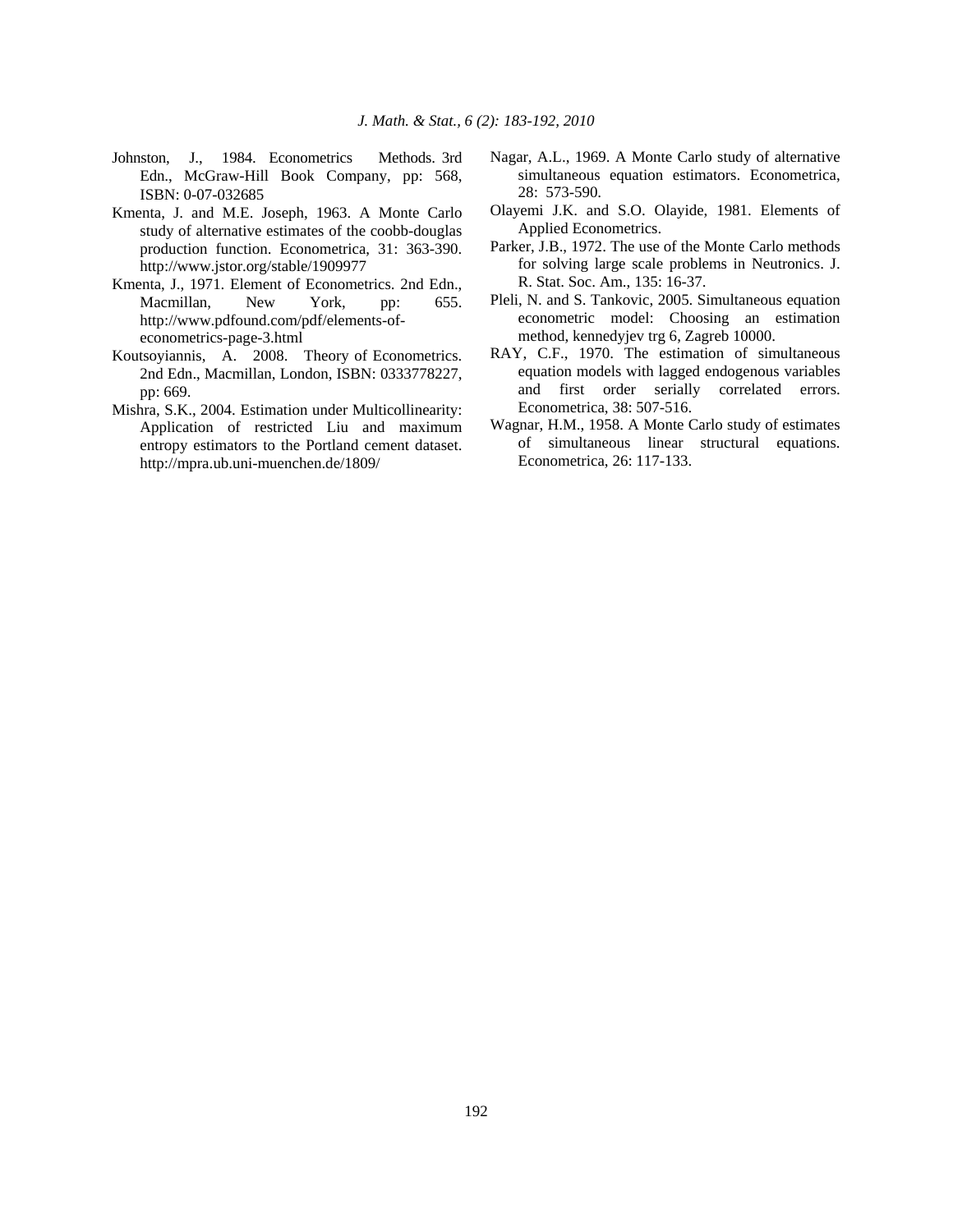Johnston, J., 1984. Econometrics Methods. 3rd Edn., McGraw-Hill Book Company, pp: 568, ISBN: 0-07-032685

Kmenta, J. and M.E. Joseph, 1963. A Monte Carlo study of alternative estimates of the coobb-douglas production function. Econometrica, 31: 363-390. http://www.jstor.org/stable/1909977

Kmenta, J., 1971. Element of Econometrics. 2nd Edn., Macmillan, New York, pp: 655. http://www.pdfound.com/pdf/elements-of-econometrics-page-3.html

Koutsoyiannis, A. 2008. Theory of Econometrics. 2nd Edn., Macmillan, London, ISBN: 0333778227, pp: 669.

Mishra, S.K., 2004. Estimation under Multicollinearity: Application of restricted Liu and maximum entropy estimators to the Portland cement dataset. http://mpra.ub.uni-muenchen.de/1809/

Nagar, A.L., 1969. A Monte Carlo study of alternative simultaneous equation estimators. Econometrica, 28: 573-590.

Olayemi J.K. and S.O. Olayide, 1981. Elements of Applied Econometrics.

Parker, J.B., 1972. The use of the Monte Carlo methods for solving large scale problems in Neutronics. J. R. Stat. Soc. Am., 135: 16-37.

Pleli, N. and S. Tankovic, 2005. Simultaneous equation econometric model: Choosing an estimation method, kennedyjev trg 6, Zagreb 10000.

RAY, C.F., 1970. The estimation of simultaneous equation models with lagged endogenous variables and first order serially correlated errors. Econometrica, 38: 507-516.

Wagnar, H.M., 1958. A Monte Carlo study of estimates of simultaneous linear structural equations. Econometrica, 26: 117-133.